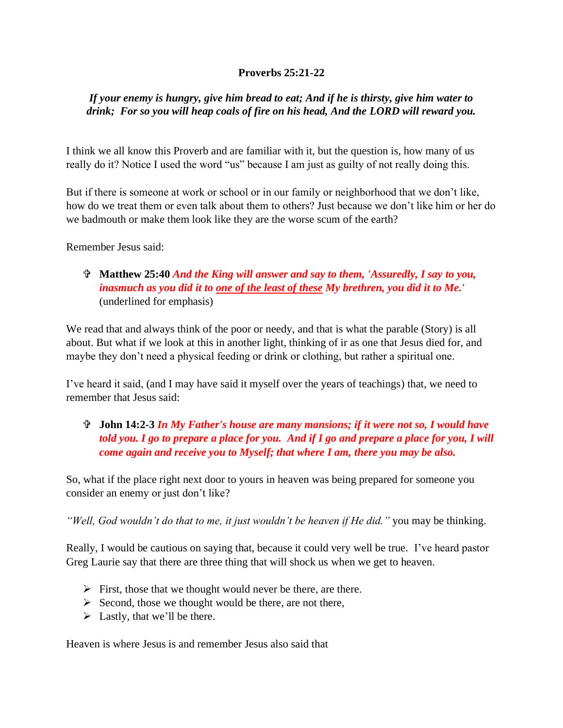**Proverbs 25:21-22**

***If your enemy is hungry, give him bread to eat; And if he is thirsty, give him water to drink; For so you will heap coals of fire on his head, And the LORD will reward you.***

I think we all know this Proverb and are familiar with it, but the question is, how many of us really do it? Notice I used the word "us" because I am just as guilty of not really doing this.

But if there is someone at work or school or in our family or neighborhood that we don't like, how do we treat them or even talk about them to others? Just because we don't like him or her do we badmouth or make them look like they are the worse scum of the earth?

Remember Jesus said:

- ✞ **Matthew 25:40** ***And the King will answer and say to them, 'Assuredly, I say to you, inasmuch as you did it to <u>one of the least of these</u> My brethren, you did it to Me.'*** (underlined for emphasis)

We read that and always think of the poor or needy, and that is what the parable (Story) is all about. But what if we look at this in another light, thinking of ir as one that Jesus died for, and maybe they don't need a physical feeding or drink or clothing, but rather a spiritual one.

I've heard it said, (and I may have said it myself over the years of teachings) that, we need to remember that Jesus said:

- ✞ **John 14:2-3** ***In My Father's house are many mansions; if it were not so, I would have told you. I go to prepare a place for you. And if I go and prepare a place for you, I will come again and receive you to Myself; that where I am, there you may be also.***

So, what if the place right next door to yours in heaven was being prepared for someone you consider an enemy or just don't like?

*"Well, God wouldn't do that to me, it just wouldn't be heaven if He did."* you may be thinking.

Really, I would be cautious on saying that, because it could very well be true. I've heard pastor Greg Laurie say that there are three thing that will shock us when we get to heaven.

- First, those that we thought would never be there, are there.
- Second, those we thought would be there, are not there,
- Lastly, that we'll be there.

Heaven is where Jesus is and remember Jesus also said that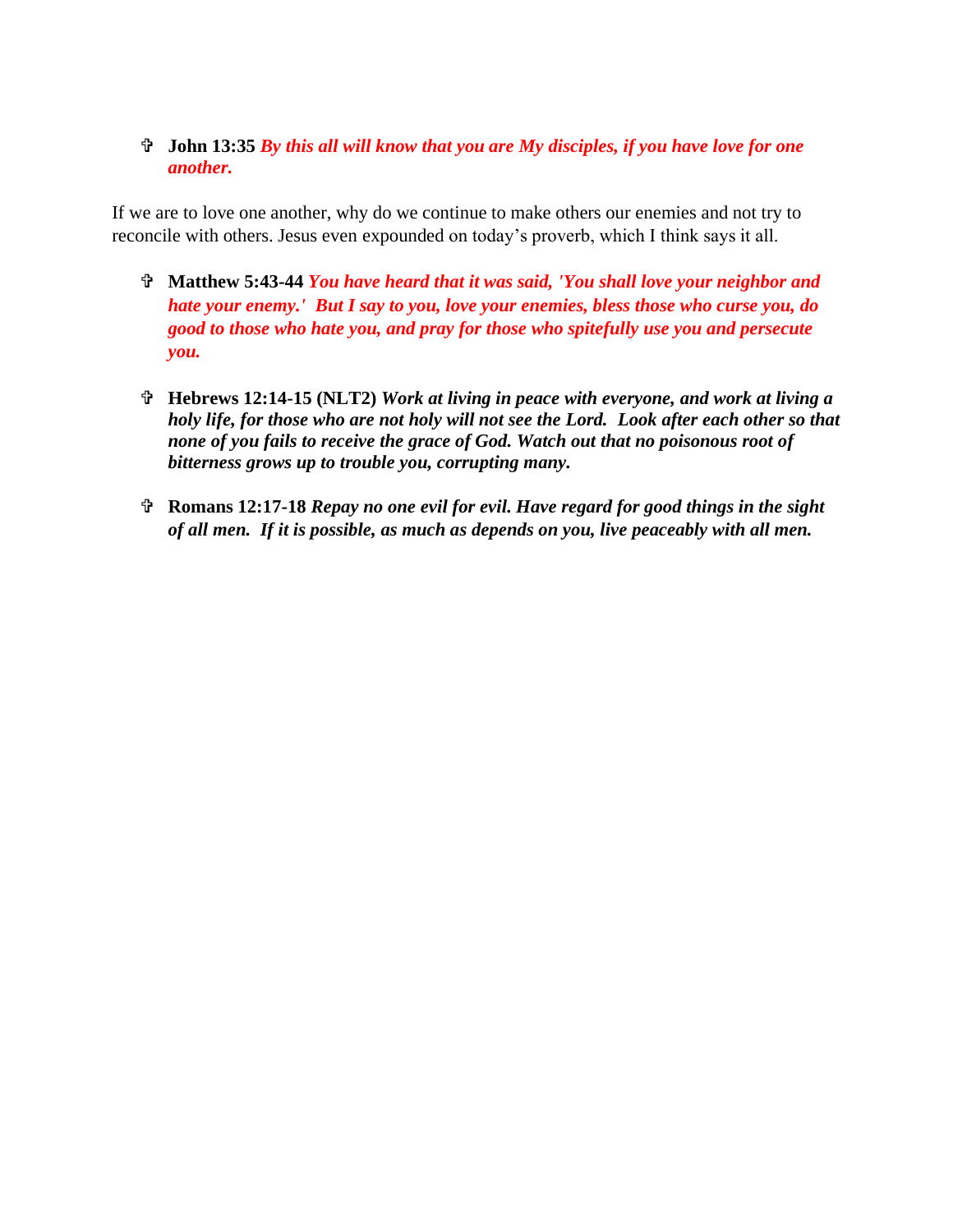- ✞ **John 13:35** ***By this all will know that you are My disciples, if you have love for one another.***

If we are to love one another, why do we continue to make others our enemies and not try to reconcile with others. Jesus even expounded on today's proverb, which I think says it all.

- ✞ **Matthew 5:43-44** ***You have heard that it was said, 'You shall love your neighbor and hate your enemy.' But I say to you, love your enemies, bless those who curse you, do good to those who hate you, and pray for those who spitefully use you and persecute you.***

- ✞ **Hebrews 12:14-15 (NLT2)** ***Work at living in peace with everyone, and work at living a holy life, for those who are not holy will not see the Lord. Look after each other so that none of you fails to receive the grace of God. Watch out that no poisonous root of bitterness grows up to trouble you, corrupting many.***

- ✞ **Romans 12:17-18** ***Repay no one evil for evil. Have regard for good things in the sight of all men. If it is possible, as much as depends on you, live peaceably with all men.***